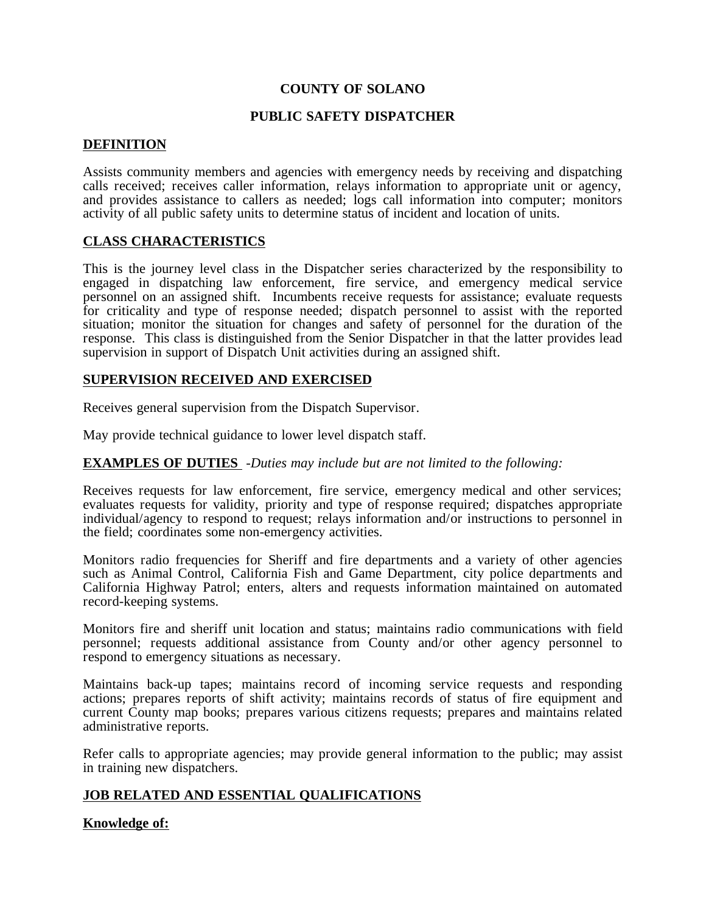# COUNTY OF SOLANO

## PUBLIC SAFETY DISPATCHER

### DEFINITION

Assists community members and agencies with emergency needs by receiving and dispatching calls received; receives caller information, relays information to appropriate unit or agency, and provides assistance to callers as needed; logs call information into computer; monitors activity of all public safety units to determine status of incident and location of units.

### CLASS CHARACTERISTICS

This is the journey level class in the Dispatcher series characterized by the responsibility to engaged in dispatching law enforcement, fire service, and emergency medical service personnel on an assigned shift. Incumbents receive requests for assistance; evaluate requests for criticality and type of response needed; dispatch personnel to assist with the reported situation; monitor the situation for changes and safety of personnel for the duration of the response. This class is distinguished from the Senior Dispatcher in that the latter provides lead supervision in support of Dispatch Unit activities during an assigned shift.

### SUPERVISION RECEIVED AND EXERCISED

Receives general supervision from the Dispatch Supervisor.

May provide technical guidance to lower level dispatch staff.

### EXAMPLES OF DUTIES

*-Duties may include but are not limited to the following:*

Receives requests for law enforcement, fire service, emergency medical and other services; evaluates requests for validity, priority and type of response required; dispatches appropriate individual/agency to respond to request; relays information and/or instructions to personnel in the field; coordinates some non-emergency activities.

Monitors radio frequencies for Sheriff and fire departments and a variety of other agencies such as Animal Control, California Fish and Game Department, city police departments and California Highway Patrol; enters, alters and requests information maintained on automated record-keeping systems.

Monitors fire and sheriff unit location and status; maintains radio communications with field personnel; requests additional assistance from County and/or other agency personnel to respond to emergency situations as necessary.

Maintains back-up tapes; maintains record of incoming service requests and responding actions; prepares reports of shift activity; maintains records of status of fire equipment and current County map books; prepares various citizens requests; prepares and maintains related administrative reports.

Refer calls to appropriate agencies; may provide general information to the public; may assist in training new dispatchers.

### JOB RELATED AND ESSENTIAL QUALIFICATIONS

**Knowledge of:**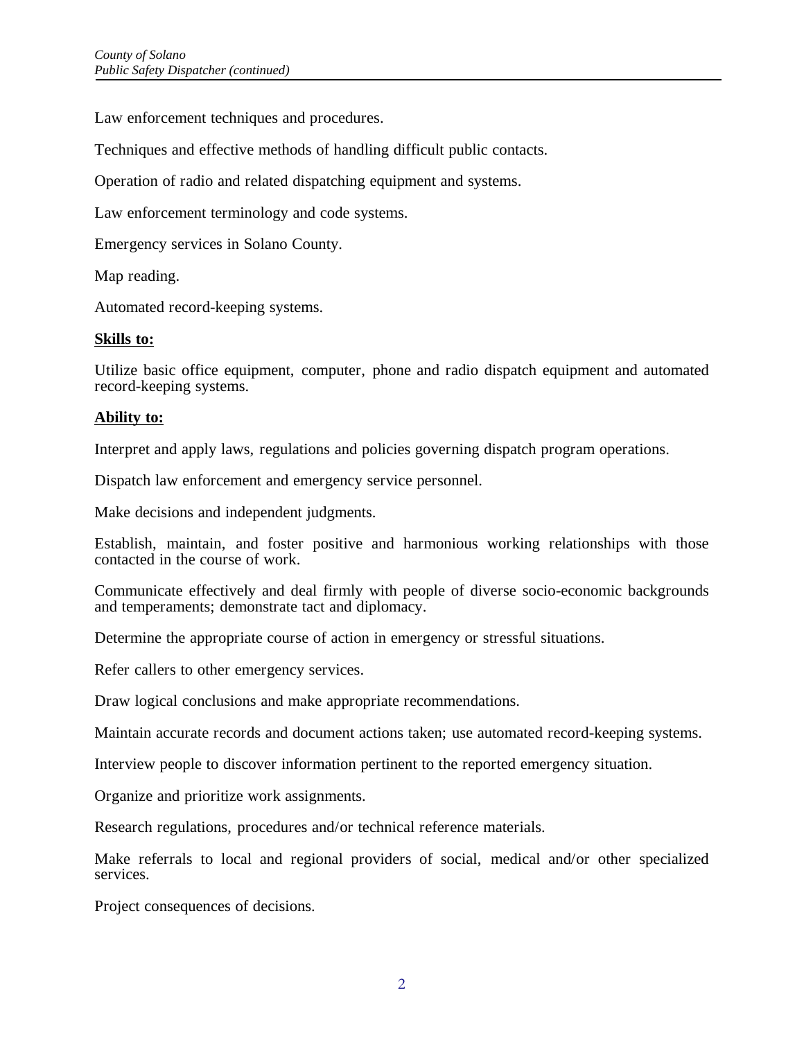Law enforcement techniques and procedures.

Techniques and effective methods of handling difficult public contacts.

Operation of radio and related dispatching equipment and systems.

Law enforcement terminology and code systems.

Emergency services in Solano County.

Map reading.

Automated record-keeping systems.

**Skills to:**

Utilize basic office equipment, computer, phone and radio dispatch equipment and automated record-keeping systems.

**Ability to:**

Interpret and apply laws, regulations and policies governing dispatch program operations.

Dispatch law enforcement and emergency service personnel.

Make decisions and independent judgments.

Establish, maintain, and foster positive and harmonious working relationships with those contacted in the course of work.

Communicate effectively and deal firmly with people of diverse socio-economic backgrounds and temperaments; demonstrate tact and diplomacy.

Determine the appropriate course of action in emergency or stressful situations.

Refer callers to other emergency services.

Draw logical conclusions and make appropriate recommendations.

Maintain accurate records and document actions taken; use automated record-keeping systems.

Interview people to discover information pertinent to the reported emergency situation.

Organize and prioritize work assignments.

Research regulations, procedures and/or technical reference materials.

Make referrals to local and regional providers of social, medical and/or other specialized services.

Project consequences of decisions.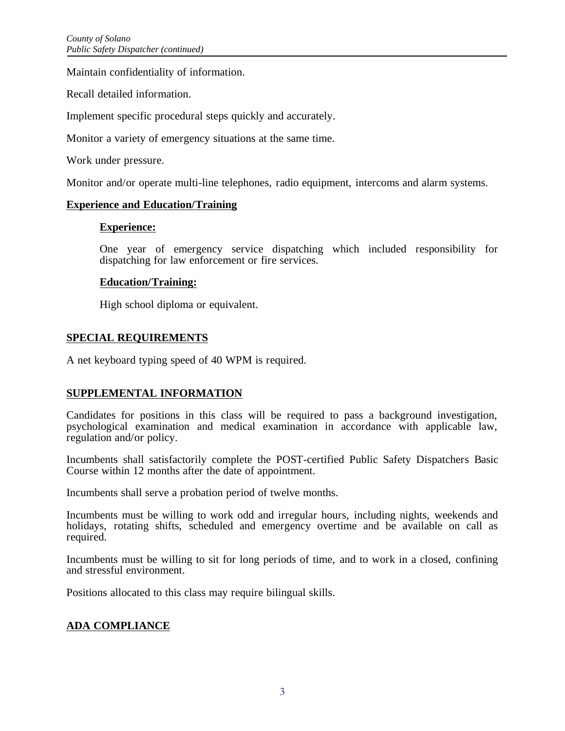Maintain confidentiality of information.

Recall detailed information.

Implement specific procedural steps quickly and accurately.

Monitor a variety of emergency situations at the same time.

Work under pressure.

Monitor and/or operate multi-line telephones, radio equipment, intercoms and alarm systems.

**Experience and Education/Training**

**Experience:**

One year of emergency service dispatching which included responsibility for dispatching for law enforcement or fire services.

**Education/Training:**

High school diploma or equivalent.

## SPECIAL REQUIREMENTS

A net keyboard typing speed of 40 WPM is required.

## SUPPLEMENTAL INFORMATION

Candidates for positions in this class will be required to pass a background investigation, psychological examination and medical examination in accordance with applicable law, regulation and/or policy.

Incumbents shall satisfactorily complete the POST-certified Public Safety Dispatchers Basic Course within 12 months after the date of appointment.

Incumbents shall serve a probation period of twelve months.

Incumbents must be willing to work odd and irregular hours, including nights, weekends and holidays, rotating shifts, scheduled and emergency overtime and be available on call as required.

Incumbents must be willing to sit for long periods of time, and to work in a closed, confining and stressful environment.

Positions allocated to this class may require bilingual skills.

## ADA COMPLIANCE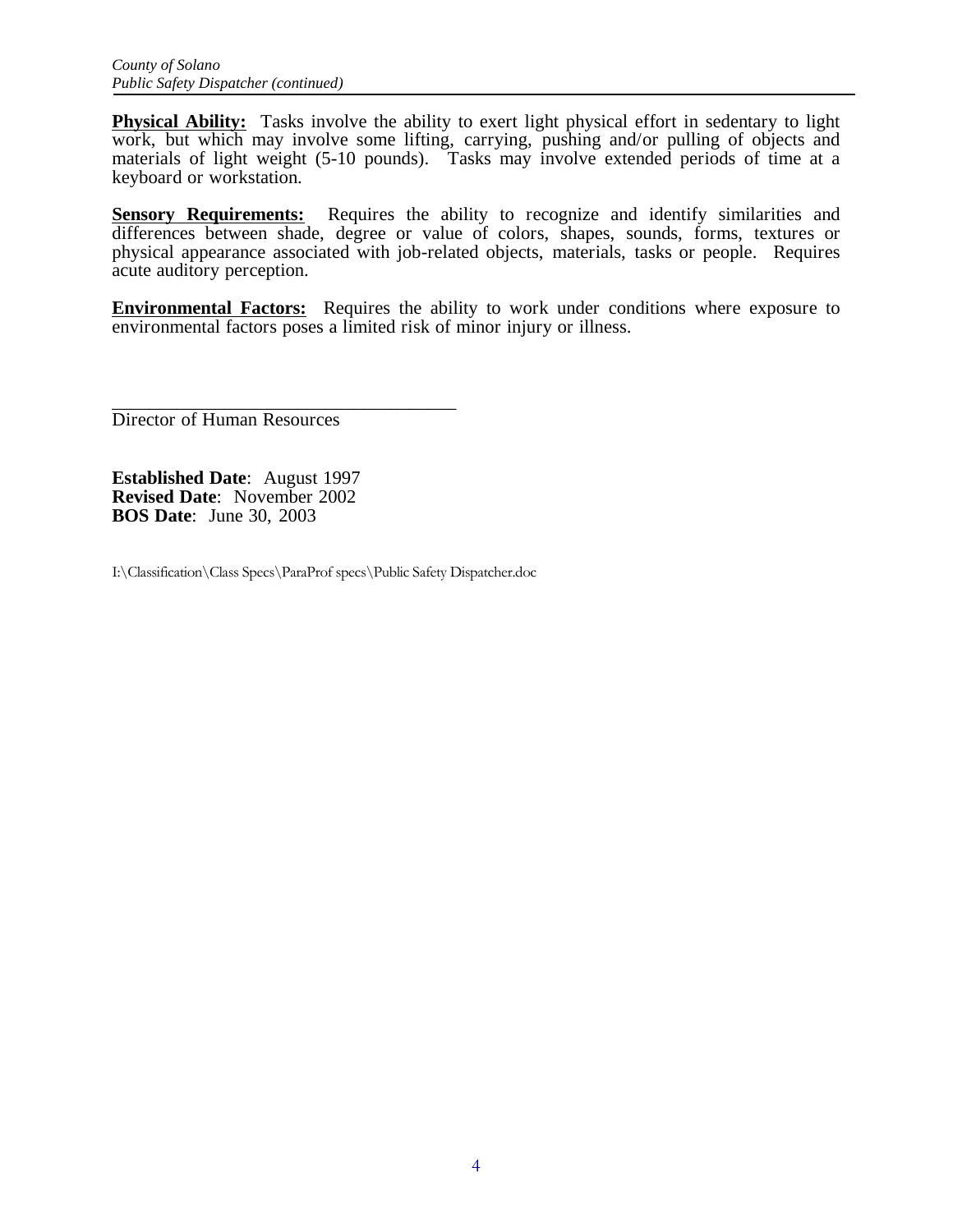**Physical Ability:** Tasks involve the ability to exert light physical effort in sedentary to light work, but which may involve some lifting, carrying, pushing and/or pulling of objects and materials of light weight (5-10 pounds). Tasks may involve extended periods of time at a keyboard or workstation.

**Sensory Requirements:** Requires the ability to recognize and identify similarities and differences between shade, degree or value of colors, shapes, sounds, forms, textures or physical appearance associated with job-related objects, materials, tasks or people. Requires acute auditory perception.

**Environmental Factors:** Requires the ability to work under conditions where exposure to environmental factors poses a limited risk of minor injury or illness.

_____________________________________
Director of Human Resources

**Established Date**: August 1997
**Revised Date**: November 2002
**BOS Date**: June 30, 2003

I:\Classification\Class Specs\ParaProf specs\Public Safety Dispatcher.doc